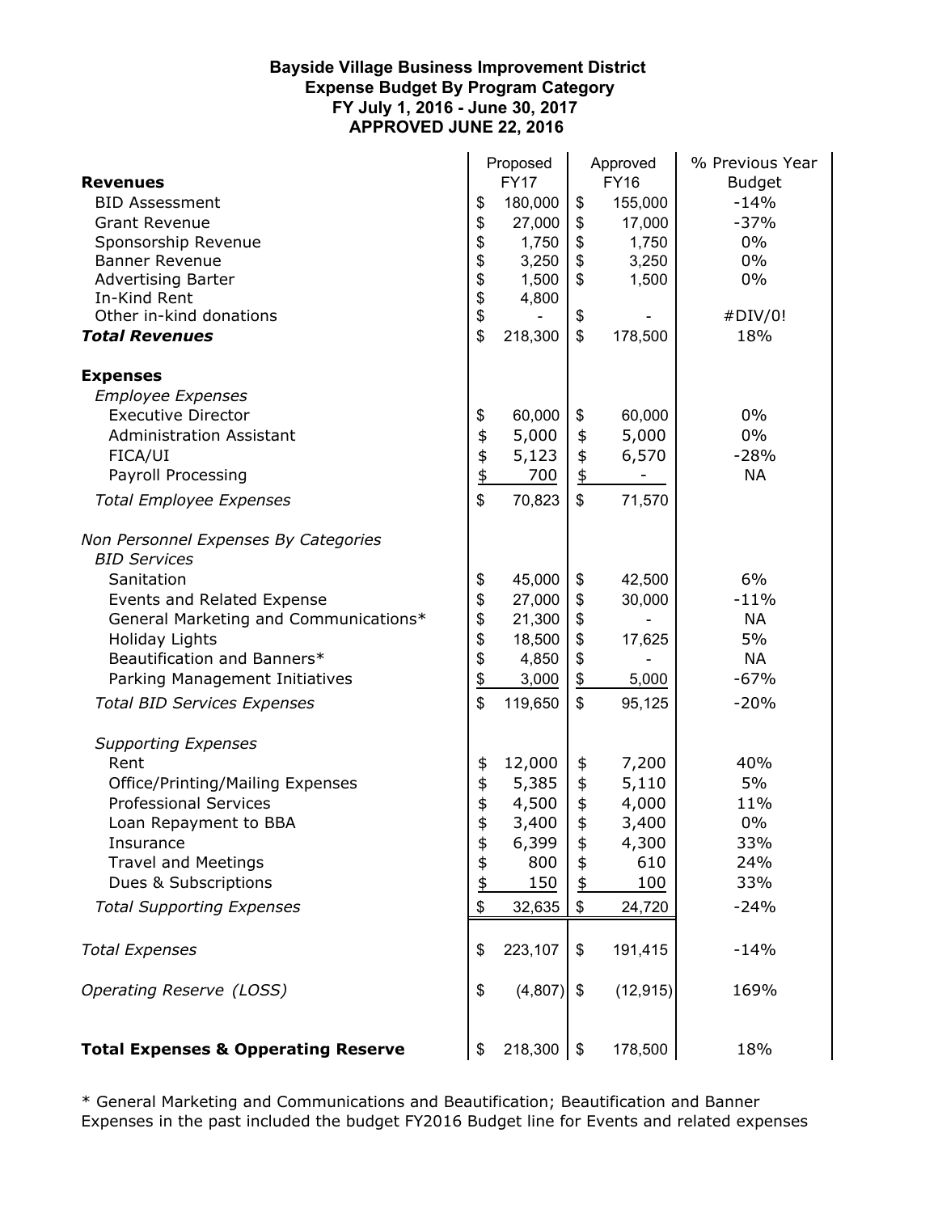**Bayside Village Business Improvement District**
**Expense Budget By Program Category**
**FY July 1, 2016 - June 30, 2017**
**APPROVED JUNE 22, 2016**

| | Proposed FY17 | Approved FY16 | % Previous Year Budget |
|---|---|---|---|
| **Revenues** | | | |
| BID Assessment | $ 180,000 | $ 155,000 | -14% |
| Grant Revenue | $ 27,000 | $ 17,000 | -37% |
| Sponsorship Revenue | $ 1,750 | $ 1,750 | 0% |
| Banner Revenue | $ 3,250 | $ 3,250 | 0% |
| Advertising Barter | $ 1,500 | $ 1,500 | 0% |
| In-Kind Rent | $ 4,800 | | |
| Other in-kind donations | $ - | $ - | #DIV/0! |
| ***Total Revenues*** | $ 218,300 | $ 178,500 | 18% |
| | | | |
| **Expenses** | | | |
| *Employee Expenses* | | | |
| Executive Director | $ 60,000 | $ 60,000 | 0% |
| Administration Assistant | $ 5,000 | $ 5,000 | 0% |
| FICA/UI | $ 5,123 | $ 6,570 | -28% |
| Payroll Processing | $ 700 | $ - | NA |
| *Total Employee Expenses* | $ 70,823 | $ 71,570 | |
| | | | |
| *Non Personnel Expenses By Categories* | | | |
| *BID Services* | | | |
| Sanitation | $ 45,000 | $ 42,500 | 6% |
| Events and Related Expense | $ 27,000 | $ 30,000 | -11% |
| General Marketing and Communications* | $ 21,300 | $ - | NA |
| Holiday Lights | $ 18,500 | $ 17,625 | 5% |
| Beautification and Banners* | $ 4,850 | $ - | NA |
| Parking Management Initiatives | $ 3,000 | $ 5,000 | -67% |
| *Total BID Services Expenses* | $ 119,650 | $ 95,125 | -20% |
| | | | |
| *Supporting Expenses* | | | |
| Rent | $ 12,000 | $ 7,200 | 40% |
| Office/Printing/Mailing Expenses | $ 5,385 | $ 5,110 | 5% |
| Professional Services | $ 4,500 | $ 4,000 | 11% |
| Loan Repayment to BBA | $ 3,400 | $ 3,400 | 0% |
| Insurance | $ 6,399 | $ 4,300 | 33% |
| Travel and Meetings | $ 800 | $ 610 | 24% |
| Dues & Subscriptions | $ 150 | $ 100 | 33% |
| *Total Supporting Expenses* | $ 32,635 | $ 24,720 | -24% |
| | | | |
| *Total Expenses* | $ 223,107 | $ 191,415 | -14% |
| | | | |
| *Operating Reserve (LOSS)* | $ (4,807) | $ (12,915) | 169% |
| | | | |
| **Total Expenses & Opperating Reserve** | $ 218,300 | $ 178,500 | 18% |

* General Marketing and Communications and Beautification; Beautification and Banner Expenses in the past included the budget FY2016 Budget line for Events and related expenses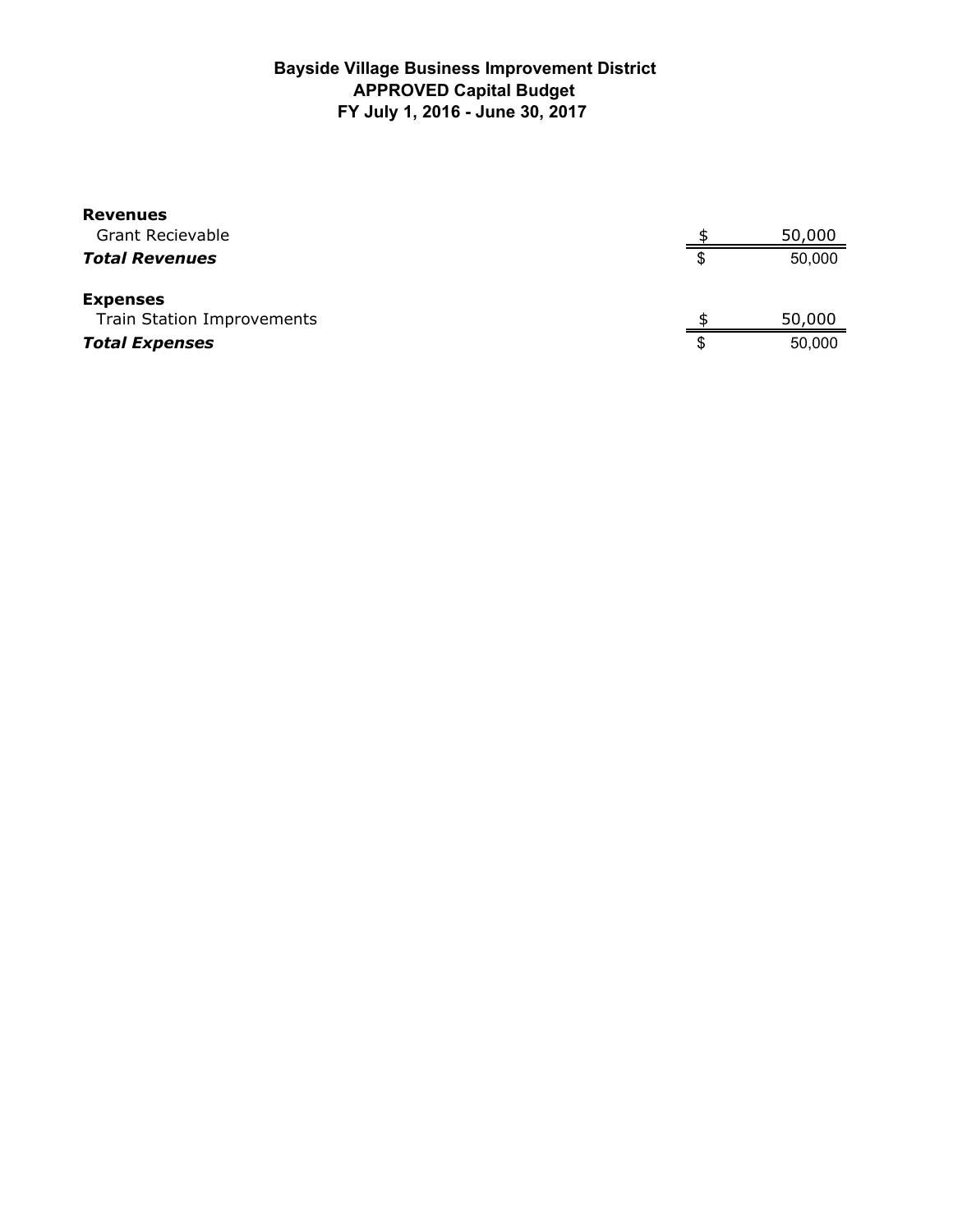# Bayside Village Business Improvement District
## APPROVED Capital Budget
### FY July 1, 2016 - June 30, 2017

| | | |
|---|---|---|
| **Revenues** | | |
| Grant Recievable | $ | 50,000 |
| ***Total Revenues*** | $ | 50,000 |
| | | |
| **Expenses** | | |
| Train Station Improvements | $ | 50,000 |
| ***Total Expenses*** | $ | 50,000 |